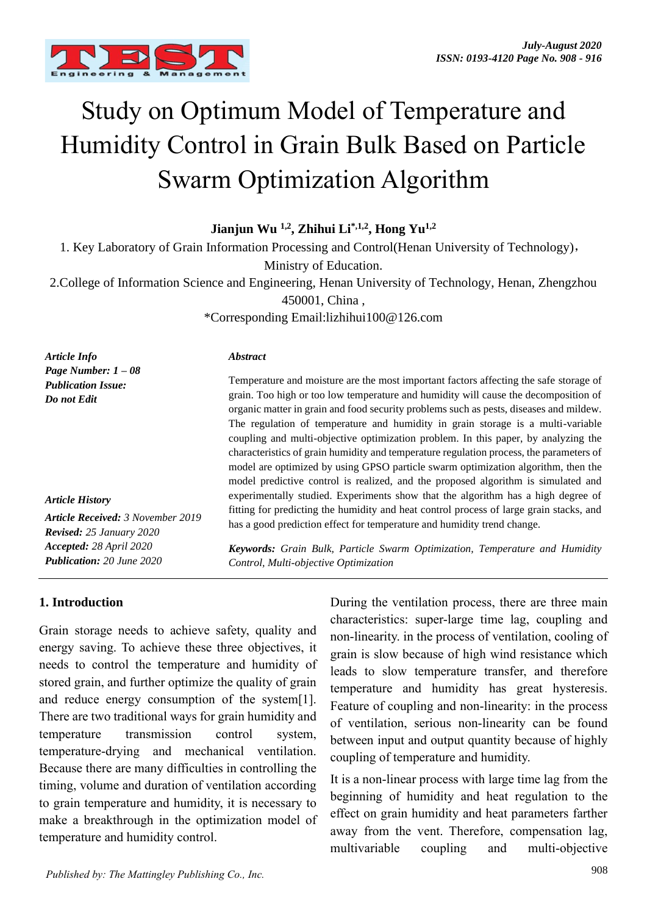# Study on Optimum Model of Temperature and Humidity Control in Grain Bulk Based on Particle Swarm Optimization Algorithm

**Jianjun Wu [1,2], Zhihui Li[*,1,2], Hong Yu[1,2]**

1. Key Laboratory of Grain Information Processing and Control(Henan University of Technology)，Ministry of Education.

2.College of Information Science and Engineering, Henan University of Technology, Henan, Zhengzhou 450001, China ,

*Corresponding Email:lizhihui100@126.com

***Article Info***
***Page Number: 1 – 08***
***Publication Issue:***
***Do not Edit***

***Article History***
***Article Received:*** *3 November 2019*
***Revised:*** *25 January 2020*
***Accepted:*** *28 April 2020*
***Publication:*** *20 June 2020*

***Abstract***

Temperature and moisture are the most important factors affecting the safe storage of grain. Too high or too low temperature and humidity will cause the decomposition of organic matter in grain and food security problems such as pests, diseases and mildew. The regulation of temperature and humidity in grain storage is a multi-variable coupling and multi-objective optimization problem. In this paper, by analyzing the characteristics of grain humidity and temperature regulation process, the parameters of model are optimized by using GPSO particle swarm optimization algorithm, then the model predictive control is realized, and the proposed algorithm is simulated and experimentally studied. Experiments show that the algorithm has a high degree of fitting for predicting the humidity and heat control process of large grain stacks, and has a good prediction effect for temperature and humidity trend change.

***Keywords:*** *Grain Bulk, Particle Swarm Optimization, Temperature and Humidity Control, Multi-objective Optimization*

## 1. Introduction

Grain storage needs to achieve safety, quality and energy saving. To achieve these three objectives, it needs to control the temperature and humidity of stored grain, and further optimize the quality of grain and reduce energy consumption of the system[1]. There are two traditional ways for grain humidity and temperature transmission control system, temperature-drying and mechanical ventilation. Because there are many difficulties in controlling the timing, volume and duration of ventilation according to grain temperature and humidity, it is necessary to make a breakthrough in the optimization model of temperature and humidity control.

During the ventilation process, there are three main characteristics: super-large time lag, coupling and non-linearity. in the process of ventilation, cooling of grain is slow because of high wind resistance which leads to slow temperature transfer, and therefore temperature and humidity has great hysteresis. Feature of coupling and non-linearity: in the process of ventilation, serious non-linearity can be found between input and output quantity because of highly coupling of temperature and humidity.

It is a non-linear process with large time lag from the beginning of humidity and heat regulation to the effect on grain humidity and heat parameters farther away from the vent. Therefore, compensation lag, multivariable coupling and multi-objective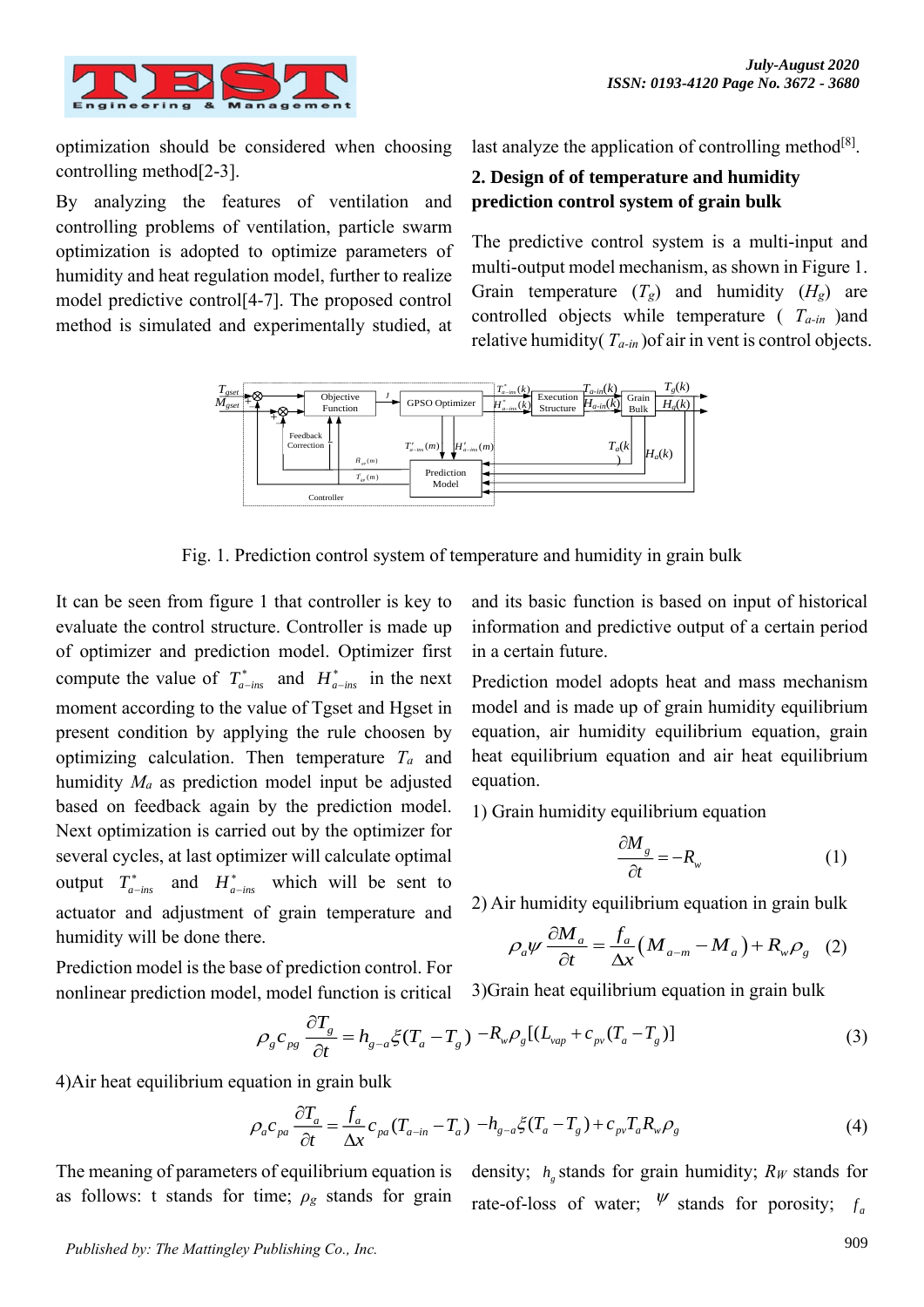optimization should be considered when choosing controlling method[2-3].

By analyzing the features of ventilation and controlling problems of ventilation, particle swarm optimization is adopted to optimize parameters of humidity and heat regulation model, further to realize model predictive control[4-7]. The proposed control method is simulated and experimentally studied, at last analyze the application of controlling method[8].

## 2. Design of of temperature and humidity prediction control system of grain bulk

The predictive control system is a multi-input and multi-output model mechanism, as shown in Figure 1. Grain temperature ($T_g$) and humidity ($H_g$) are controlled objects while temperature ( $T_{a-in}$ )and relative humidity( $T_{a-in}$ )of air in vent is control objects.

Fig. 1. Prediction control system of temperature and humidity in grain bulk

It can be seen from figure 1 that controller is key to evaluate the control structure. Controller is made up of optimizer and prediction model. Optimizer first compute the value of $T^*_{a-ins}$ and $H^*_{a-ins}$ in the next moment according to the value of Tgset and Hgset in present condition by applying the rule choosen by optimizing calculation. Then temperature $T_a$ and humidity $M_a$ as prediction model input be adjusted based on feedback again by the prediction model. Next optimization is carried out by the optimizer for several cycles, at last optimizer will calculate optimal output $T^*_{a-ins}$ and $H^*_{a-ins}$ which will be sent to actuator and adjustment of grain temperature and humidity will be done there.

Prediction model is the base of prediction control. For nonlinear prediction model, model function is critical and its basic function is based on input of historical information and predictive output of a certain period in a certain future.

Prediction model adopts heat and mass mechanism model and is made up of grain humidity equilibrium equation, air humidity equilibrium equation, grain heat equilibrium equation and air heat equilibrium equation.

1) Grain humidity equilibrium equation

$$\frac{\partial M_g}{\partial t} = -R_w \tag{1}$$

2) Air humidity equilibrium equation in grain bulk

$$\rho_a \psi \frac{\partial M_a}{\partial t} = \frac{f_a}{\Delta x}\left(M_{a-m} - M_a\right) + R_w \rho_g \tag{2}$$

3)Grain heat equilibrium equation in grain bulk

$$\rho_g c_{pg} \frac{\partial T_g}{\partial t} = h_{g-a} \xi (T_a - T_g) - R_w \rho_g [(L_{vap} + c_{pv}(T_a - T_g)] \tag{3}$$

4)Air heat equilibrium equation in grain bulk

$$\rho_a c_{pa} \frac{\partial T_a}{\partial t} = \frac{f_a}{\Delta x} c_{pa}(T_{a-in} - T_a) - h_{g-a} \xi (T_a - T_g) + c_{pv} T_a R_w \rho_g \tag{4}$$

The meaning of parameters of equilibrium equation is as follows: t stands for time; $\rho_g$ stands for grain density; $h_g$ stands for grain humidity; $R_W$ stands for rate-of-loss of water; $\psi$ stands for porosity; $f_a$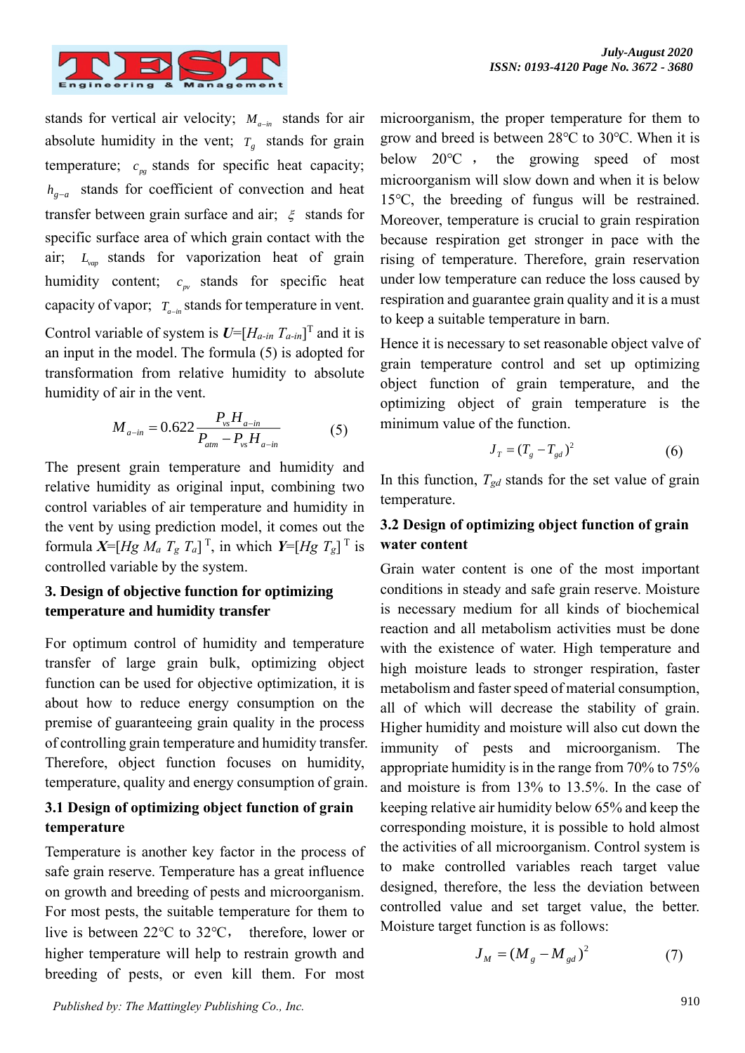stands for vertical air velocity; $M_{a-in}$ stands for air absolute humidity in the vent; $T_g$ stands for grain temperature; $c_{pg}$ stands for specific heat capacity; $h_{g-a}$ stands for coefficient of convection and heat transfer between grain surface and air; $\xi$ stands for specific surface area of which grain contact with the air; $L_{vap}$ stands for vaporization heat of grain humidity content; $c_{pv}$ stands for specific heat capacity of vapor; $T_{a-in}$ stands for temperature in vent.

Control variable of system is $\boldsymbol{U}=[H_{a-in}\ T_{a-in}]^{\mathrm{T}}$ and it is an input in the model. The formula (5) is adopted for transformation from relative humidity to absolute humidity of air in the vent.

$$M_{a-in} = 0.622\frac{P_{vs}H_{a-in}}{P_{atm} - P_{vs}H_{a-in}} \quad (5)$$

The present grain temperature and humidity and relative humidity as original input, combining two control variables of air temperature and humidity in the vent by using prediction model, it comes out the formula $\boldsymbol{X}=[Hg\ M_a\ T_g\ T_a]^{\mathrm{T}}$, in which $\boldsymbol{Y}=[Hg\ T_g]^{\mathrm{T}}$ is controlled variable by the system.

## 3. Design of objective function for optimizing temperature and humidity transfer

For optimum control of humidity and temperature transfer of large grain bulk, optimizing object function can be used for objective optimization, it is about how to reduce energy consumption on the premise of guaranteeing grain quality in the process of controlling grain temperature and humidity transfer. Therefore, object function focuses on humidity, temperature, quality and energy consumption of grain.

### 3.1 Design of optimizing object function of grain temperature

Temperature is another key factor in the process of safe grain reserve. Temperature has a great influence on growth and breeding of pests and microorganism. For most pests, the suitable temperature for them to live is between 22℃ to 32℃, therefore, lower or higher temperature will help to restrain growth and breeding of pests, or even kill them. For most microorganism, the proper temperature for them to grow and breed is between 28℃ to 30℃. When it is below 20℃, the growing speed of most microorganism will slow down and when it is below 15℃, the breeding of fungus will be restrained. Moreover, temperature is crucial to grain respiration because respiration get stronger in pace with the rising of temperature. Therefore, grain reservation under low temperature can reduce the loss caused by respiration and guarantee grain quality and it is a must to keep a suitable temperature in barn.

Hence it is necessary to set reasonable object valve of grain temperature control and set up optimizing object function of grain temperature, and the optimizing object of grain temperature is the minimum value of the function.

$$J_T = (T_g - T_{gd})^2 \quad (6)$$

In this function, $T_{gd}$ stands for the set value of grain temperature.

### 3.2 Design of optimizing object function of grain water content

Grain water content is one of the most important conditions in steady and safe grain reserve. Moisture is necessary medium for all kinds of biochemical reaction and all metabolism activities must be done with the existence of water. High temperature and high moisture leads to stronger respiration, faster metabolism and faster speed of material consumption, all of which will decrease the stability of grain. Higher humidity and moisture will also cut down the immunity of pests and microorganism. The appropriate humidity is in the range from 70% to 75% and moisture is from 13% to 13.5%. In the case of keeping relative air humidity below 65% and keep the corresponding moisture, it is possible to hold almost the activities of all microorganism. Control system is to make controlled variables reach target value designed, therefore, the less the deviation between controlled value and set target value, the better. Moisture target function is as follows:

$$J_M = (M_g - M_{gd})^2 \quad (7)$$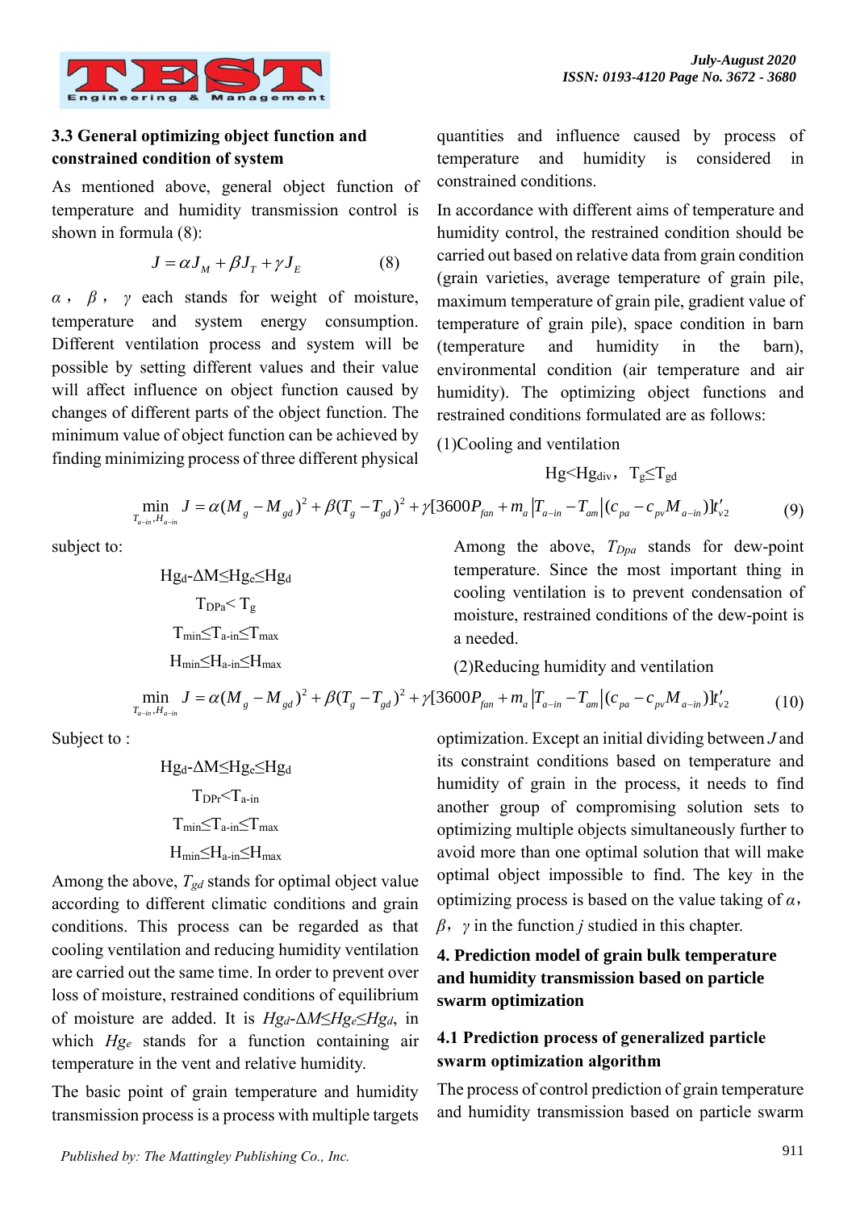### 3.3 General optimizing object function and constrained condition of system

As mentioned above, general object function of temperature and humidity transmission control is shown in formula (8):

$$J = \alpha J_M + \beta J_T + \gamma J_E \tag{8}$$

$\alpha$, $\beta$, $\gamma$ each stands for weight of moisture, temperature and system energy consumption. Different ventilation process and system will be possible by setting different values and their value will affect influence on object function caused by changes of different parts of the object function. The minimum value of object function can be achieved by finding minimizing process of three different physical quantities and influence caused by process of temperature and humidity is considered in constrained conditions.

In accordance with different aims of temperature and humidity control, the restrained condition should be carried out based on relative data from grain condition (grain varieties, average temperature of grain pile, maximum temperature of grain pile, gradient value of temperature of grain pile), space condition in barn (temperature and humidity in the barn), environmental condition (air temperature and air humidity). The optimizing object functions and restrained conditions formulated are as follows:

(1)Cooling and ventilation

$$Hg<Hg_{div},\ T_g \le T_{gd}$$

$$\min_{T_{a-in}, H_{a-in}} J = \alpha(M_g - M_{gd})^2 + \beta(T_g - T_{gd})^2 + \gamma[3600P_{fan} + m_a|T_{a-in} - T_{am}|(c_{pa} - c_{pv}M_{a-in})]t'_{v2} \tag{9}$$

subject to:

$$Hg_d - \Delta M \le Hg_e \le Hg_d$$

$$T_{DPa} < T_g$$

$$T_{min} \le T_{a-in} \le T_{max}$$

$$H_{min} \le H_{a-in} \le H_{max}$$

Among the above, $T_{Dpa}$ stands for dew-point temperature. Since the most important thing in cooling ventilation is to prevent condensation of moisture, restrained conditions of the dew-point is a needed.

(2)Reducing humidity and ventilation

$$\min_{T_{a-in}, H_{a-in}} J = \alpha(M_g - M_{gd})^2 + \beta(T_g - T_{gd})^2 + \gamma[3600P_{fan} + m_a|T_{a-in} - T_{am}|(c_{pa} - c_{pv}M_{a-in})]t'_{v2} \tag{10}$$

Subject to :

$$Hg_d - \Delta M \le Hg_e \le Hg_d$$

$$T_{DPr} < T_{a-in}$$

$$T_{min} \le T_{a-in} \le T_{max}$$

$$H_{min} \le H_{a-in} \le H_{max}$$

Among the above, $T_{gd}$ stands for optimal object value according to different climatic conditions and grain conditions. This process can be regarded as that cooling ventilation and reducing humidity ventilation are carried out the same time. In order to prevent over loss of moisture, restrained conditions of equilibrium of moisture are added. It is $Hg_d - \Delta M \le Hg_e \le Hg_d$, in which $Hg_e$ stands for a function containing air temperature in the vent and relative humidity.

The basic point of grain temperature and humidity transmission process is a process with multiple targets optimization. Except an initial dividing between *J* and its constraint conditions based on temperature and humidity of grain in the process, it needs to find another group of compromising solution sets to optimizing multiple objects simultaneously further to avoid more than one optimal solution that will make optimal object impossible to find. The key in the optimizing process is based on the value taking of $\alpha$, $\beta$, $\gamma$ in the function *j* studied in this chapter.

## 4. Prediction model of grain bulk temperature and humidity transmission based on particle swarm optimization

### 4.1 Prediction process of generalized particle swarm optimization algorithm

The process of control prediction of grain temperature and humidity transmission based on particle swarm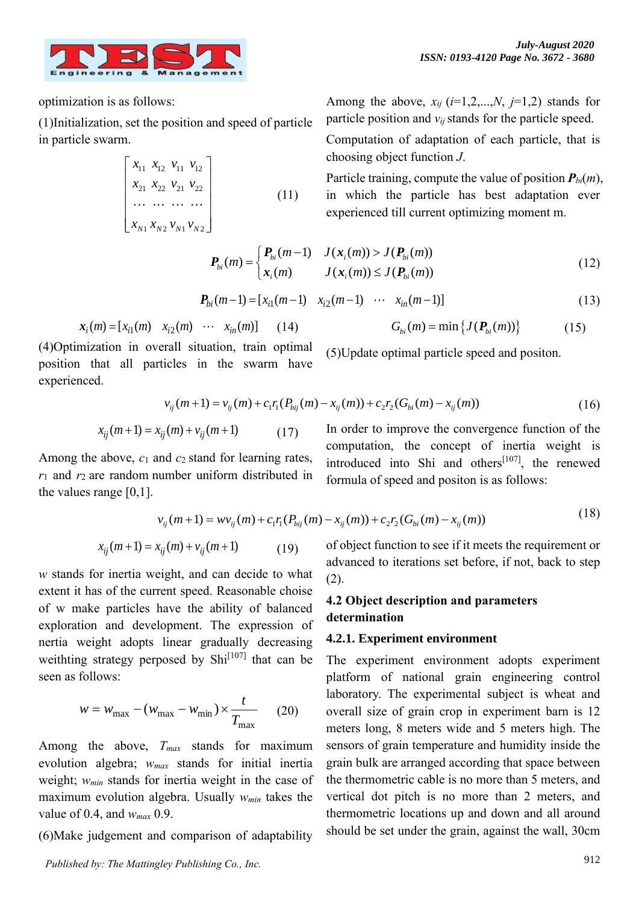optimization is as follows:

(1)Initialization, set the position and speed of particle in particle swarm.

$$\begin{bmatrix} x_{11} & x_{12} & v_{11} & v_{12} \\ x_{21} & x_{22} & v_{21} & v_{22} \\ \cdots & \cdots & \cdots & \cdots \\ x_{N1} & x_{N2} & v_{N1} & v_{N2} \end{bmatrix} \quad (11)$$

Among the above, $x_{ij}$ ($i$=1,2,...,$N$, $j$=1,2) stands for particle position and $v_{ij}$ stands for the particle speed.

Computation of adaptation of each particle, that is choosing object function $J$.

Particle training, compute the value of position $\boldsymbol{P}_{bi}(m)$, in which the particle has best adaptation ever experienced till current optimizing moment m.

$$\boldsymbol{P}_{bi}(m) = \begin{cases} \boldsymbol{P}_{bi}(m-1) & J(\boldsymbol{x}_i(m)) > J(\boldsymbol{P}_{bi}(m)) \\ \boldsymbol{x}_i(m) & J(\boldsymbol{x}_i(m)) \le J(\boldsymbol{P}_{bi}(m)) \end{cases} \quad (12)$$

$$\boldsymbol{P}_{bi}(m-1) = [x_{i1}(m-1) \quad x_{i2}(m-1) \quad \cdots \quad x_{in}(m-1)] \quad (13)$$

$$\boldsymbol{x}_i(m) = [x_{i1}(m) \quad x_{i2}(m) \quad \cdots \quad x_{in}(m)] \quad (14)$$

$$G_{bi}(m) = \min\left\{J(\boldsymbol{P}_{bi}(m))\right\} \quad (15)$$

(4)Optimization in overall situation, train optimal position that all particles in the swarm have experienced.

(5)Update optimal particle speed and positon.

$$v_{ij}(m+1) = v_{ij}(m) + c_1 r_1 (P_{bij}(m) - x_{ij}(m)) + c_2 r_2 (G_{bi}(m) - x_{ij}(m)) \quad (16)$$

$$x_{ij}(m+1) = x_{ij}(m) + v_{ij}(m+1) \quad (17)$$

Among the above, $c_1$ and $c_2$ stand for learning rates, $r_1$ and $r_2$ are random number uniform distributed in the values range [0,1].

In order to improve the convergence function of the computation, the concept of inertia weight is introduced into Shi and others[107], the renewed formula of speed and positon is as follows:

$$v_{ij}(m+1) = w v_{ij}(m) + c_1 r_1 (P_{bij}(m) - x_{ij}(m)) + c_2 r_2 (G_{bi}(m) - x_{ij}(m)) \quad (18)$$

$$x_{ij}(m+1) = x_{ij}(m) + v_{ij}(m+1) \quad (19)$$

$w$ stands for inertia weight, and can decide to what extent it has of the current speed. Reasonable choise of w make particles have the ability of balanced exploration and development. The expression of nertia weight adopts linear gradually decreasing weithting strategy perposed by Shi[107] that can be seen as follows:

$$w = w_{\max} - (w_{\max} - w_{\min}) \times \frac{t}{T_{\max}} \quad (20)$$

Among the above, $T_{max}$ stands for maximum evolution algebra; $w_{max}$ stands for initial inertia weight; $w_{min}$ stands for inertia weight in the case of maximum evolution algebra. Usually $w_{min}$ takes the value of 0.4, and $w_{max}$ 0.9.

(6)Make judgement and comparison of adaptability of object function to see if it meets the requirement or advanced to iterations set before, if not, back to step (2).

### 4.2 Object description and parameters determination

#### 4.2.1. Experiment environment

The experiment environment adopts experiment platform of national grain engineering control laboratory. The experimental subject is wheat and overall size of grain crop in experiment barn is 12 meters long, 8 meters wide and 5 meters high. The sensors of grain temperature and humidity inside the grain bulk are arranged according that space between the thermometric cable is no more than 5 meters, and vertical dot pitch is no more than 2 meters, and thermometric locations up and down and all around should be set under the grain, against the wall, 30cm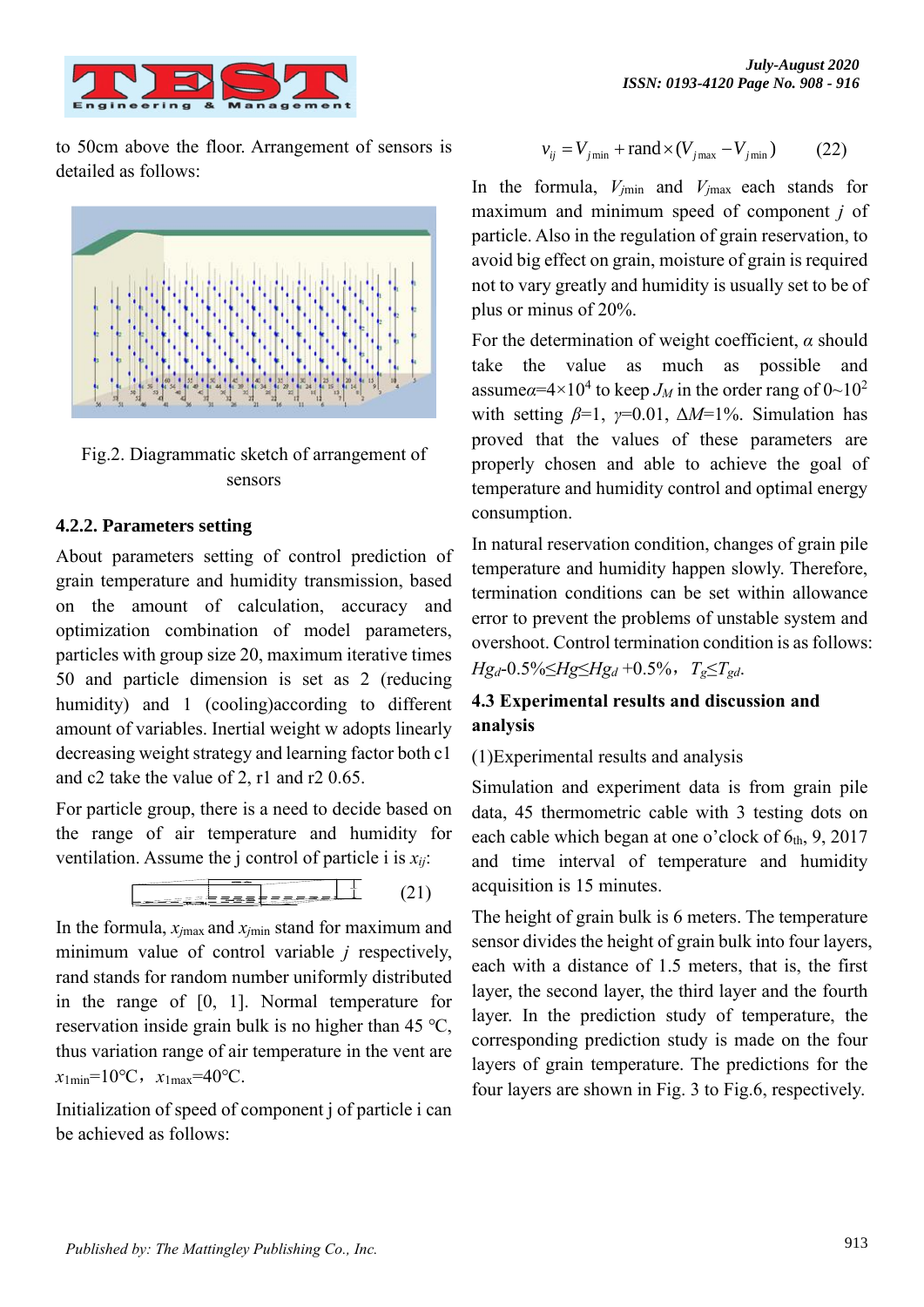to 50cm above the floor. Arrangement of sensors is detailed as follows:

Fig.2. Diagrammatic sketch of arrangement of sensors

### 4.2.2. Parameters setting

About parameters setting of control prediction of grain temperature and humidity transmission, based on the amount of calculation, accuracy and optimization combination of model parameters, particles with group size 20, maximum iterative times 50 and particle dimension is set as 2 (reducing humidity) and 1 (cooling)according to different amount of variables. Inertial weight w adopts linearly decreasing weight strategy and learning factor both c1 and c2 take the value of 2, r1 and r2 0.65.

For particle group, there is a need to decide based on the range of air temperature and humidity for ventilation. Assume the j control of particle i is $x_{ij}$:

$$(21)$$

In the formula, $x_{j\max}$ and $x_{j\min}$ stand for maximum and minimum value of control variable $j$ respectively, rand stands for random number uniformly distributed in the range of [0, 1]. Normal temperature for reservation inside grain bulk is no higher than 45 ℃, thus variation range of air temperature in the vent are $x_{1\min}$=10℃，$x_{1\max}$=40℃.

Initialization of speed of component j of particle i can be achieved as follows:

$$v_{ij} = V_{j\min} + \text{rand} \times (V_{j\max} - V_{j\min}) \qquad (22)$$

In the formula, $V_{j\min}$ and $V_{j\max}$ each stands for maximum and minimum speed of component $j$ of particle. Also in the regulation of grain reservation, to avoid big effect on grain, moisture of grain is required not to vary greatly and humidity is usually set to be of plus or minus of 20%.

For the determination of weight coefficient, $\alpha$ should take the value as much as possible and assume$\alpha$=4×10$^4$ to keep $J_M$ in the order rang of 0~10$^2$ with setting $\beta$=1, $\gamma$=0.01, $\Delta M$=1%. Simulation has proved that the values of these parameters are properly chosen and able to achieve the goal of temperature and humidity control and optimal energy consumption.

In natural reservation condition, changes of grain pile temperature and humidity happen slowly. Therefore, termination conditions can be set within allowance error to prevent the problems of unstable system and overshoot. Control termination condition is as follows: $Hg_d$-0.5%≤$Hg$≤$Hg_d$ +0.5%，$T_g$≤$T_{gd}$.

### 4.3 Experimental results and discussion and analysis

(1)Experimental results and analysis

Simulation and experiment data is from grain pile data, 45 thermometric cable with 3 testing dots on each cable which began at one o'clock of 6$_{\text{th}}$, 9, 2017 and time interval of temperature and humidity acquisition is 15 minutes.

The height of grain bulk is 6 meters. The temperature sensor divides the height of grain bulk into four layers, each with a distance of 1.5 meters, that is, the first layer, the second layer, the third layer and the fourth layer. In the prediction study of temperature, the corresponding prediction study is made on the four layers of grain temperature. The predictions for the four layers are shown in Fig. 3 to Fig.6, respectively.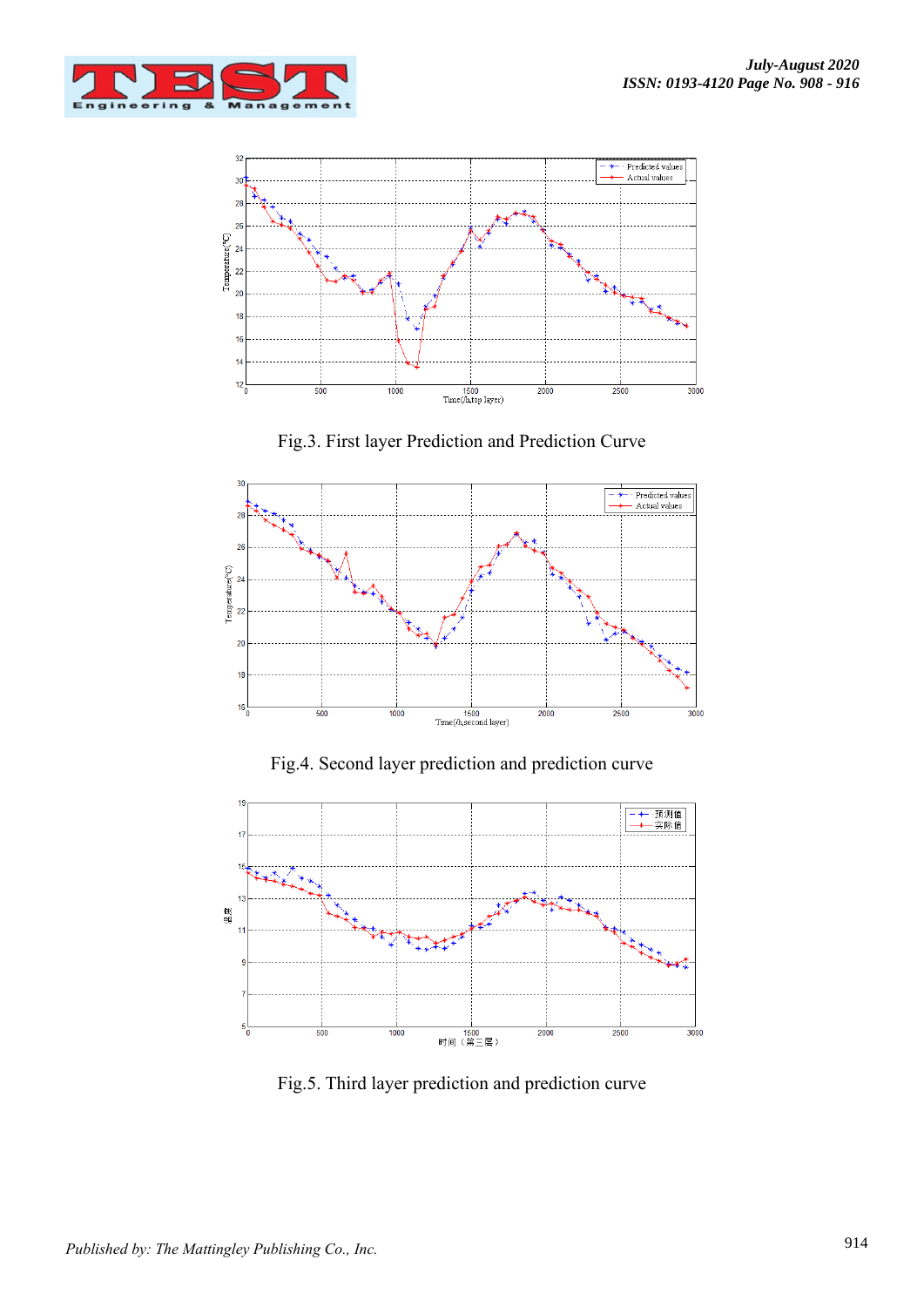Fig.3. First layer Prediction and Prediction Curve

Fig.4. Second layer prediction and prediction curve

Fig.5. Third layer prediction and prediction curve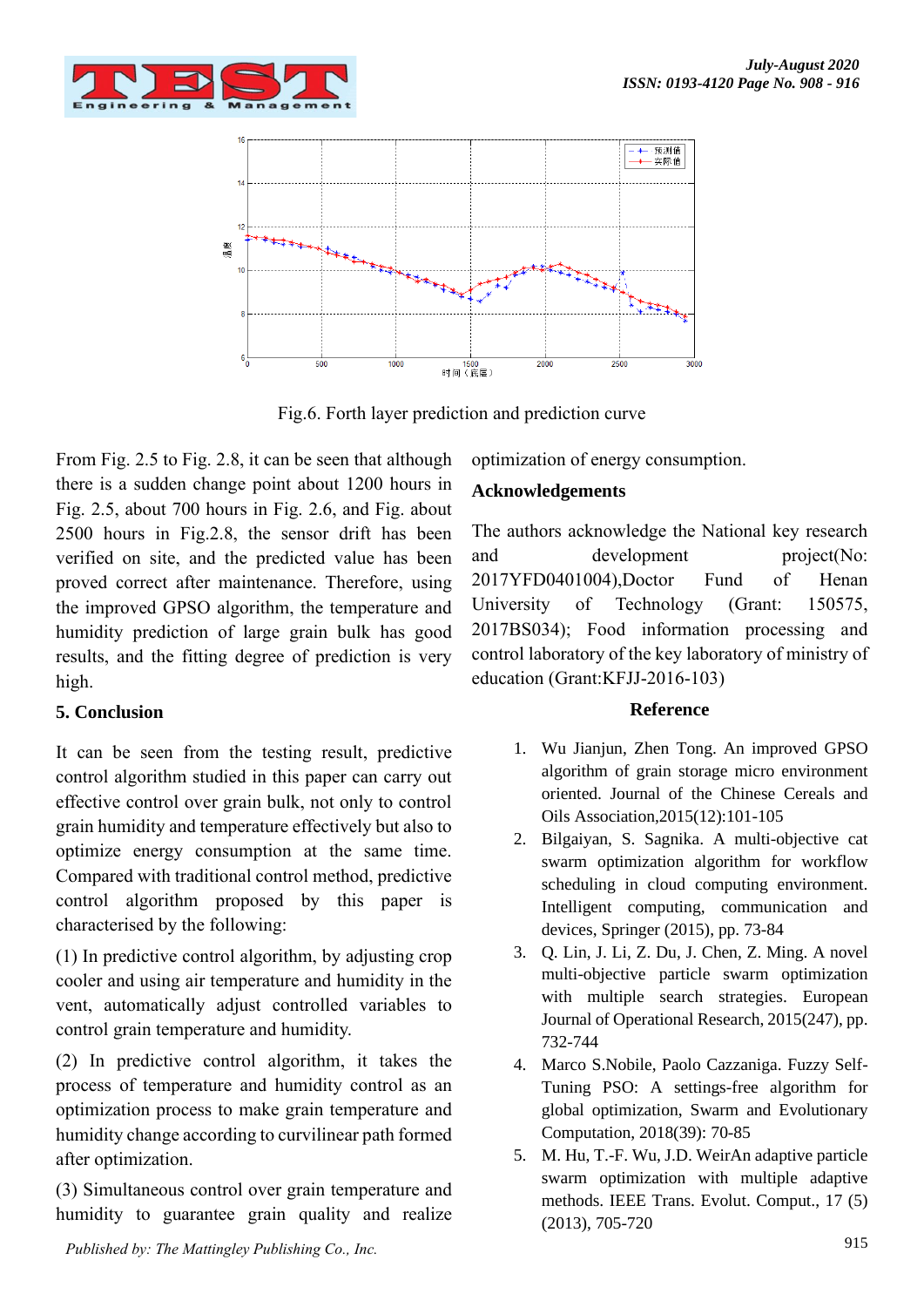Fig.6. Forth layer prediction and prediction curve

From Fig. 2.5 to Fig. 2.8, it can be seen that although there is a sudden change point about 1200 hours in Fig. 2.5, about 700 hours in Fig. 2.6, and Fig. about 2500 hours in Fig.2.8, the sensor drift has been verified on site, and the predicted value has been proved correct after maintenance. Therefore, using the improved GPSO algorithm, the temperature and humidity prediction of large grain bulk has good results, and the fitting degree of prediction is very high.

## 5. Conclusion

It can be seen from the testing result, predictive control algorithm studied in this paper can carry out effective control over grain bulk, not only to control grain humidity and temperature effectively but also to optimize energy consumption at the same time. Compared with traditional control method, predictive control algorithm proposed by this paper is characterised by the following:

(1) In predictive control algorithm, by adjusting crop cooler and using air temperature and humidity in the vent, automatically adjust controlled variables to control grain temperature and humidity.

(2) In predictive control algorithm, it takes the process of temperature and humidity control as an optimization process to make grain temperature and humidity change according to curvilinear path formed after optimization.

(3) Simultaneous control over grain temperature and humidity to guarantee grain quality and realize optimization of energy consumption.

## Acknowledgements

The authors acknowledge the National key research and development project(No: 2017YFD0401004),Doctor Fund of Henan University of Technology (Grant: 150575, 2017BS034); Food information processing and control laboratory of the key laboratory of ministry of education (Grant:KFJJ-2016-103)

## Reference

1. Wu Jianjun, Zhen Tong. An improved GPSO algorithm of grain storage micro environment oriented. Journal of the Chinese Cereals and Oils Association,2015(12):101-105
2. Bilgaiyan, S. Sagnika. A multi-objective cat swarm optimization algorithm for workflow scheduling in cloud computing environment. Intelligent computing, communication and devices, Springer (2015), pp. 73-84
3. Q. Lin, J. Li, Z. Du, J. Chen, Z. Ming. A novel multi-objective particle swarm optimization with multiple search strategies. European Journal of Operational Research, 2015(247), pp. 732-744
4. Marco S.Nobile, Paolo Cazzaniga. Fuzzy Self-Tuning PSO: A settings-free algorithm for global optimization, Swarm and Evolutionary Computation, 2018(39): 70-85
5. M. Hu, T.-F. Wu, J.D. WeirAn adaptive particle swarm optimization with multiple adaptive methods. IEEE Trans. Evolut. Comput., 17 (5) (2013), 705-720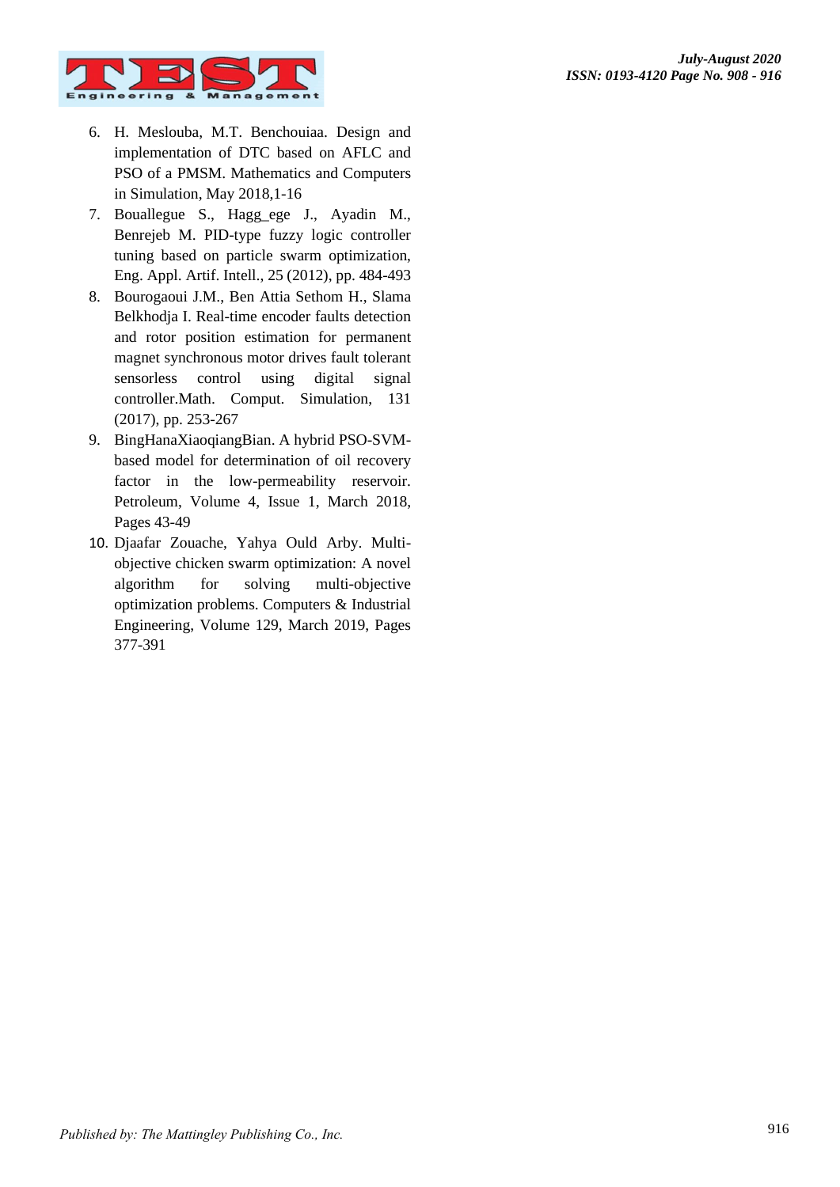6. H. Meslouba, M.T. Benchouiaa. Design and implementation of DTC based on AFLC and PSO of a PMSM. Mathematics and Computers in Simulation, May 2018,1-16
7. Bouallegue S., Hagg_ege J., Ayadin M., Benrejeb M. PID-type fuzzy logic controller tuning based on particle swarm optimization, Eng. Appl. Artif. Intell., 25 (2012), pp. 484-493
8. Bourogaoui J.M., Ben Attia Sethom H., Slama Belkhodja I. Real-time encoder faults detection and rotor position estimation for permanent magnet synchronous motor drives fault tolerant sensorless control using digital signal controller.Math. Comput. Simulation, 131 (2017), pp. 253-267
9. BingHanaXiaoqiangBian. A hybrid PSO-SVM-based model for determination of oil recovery factor in the low-permeability reservoir. Petroleum, Volume 4, Issue 1, March 2018, Pages 43-49
10. Djaafar Zouache, Yahya Ould Arby. Multi-objective chicken swarm optimization: A novel algorithm for solving multi-objective optimization problems. Computers & Industrial Engineering, Volume 129, March 2019, Pages 377-391